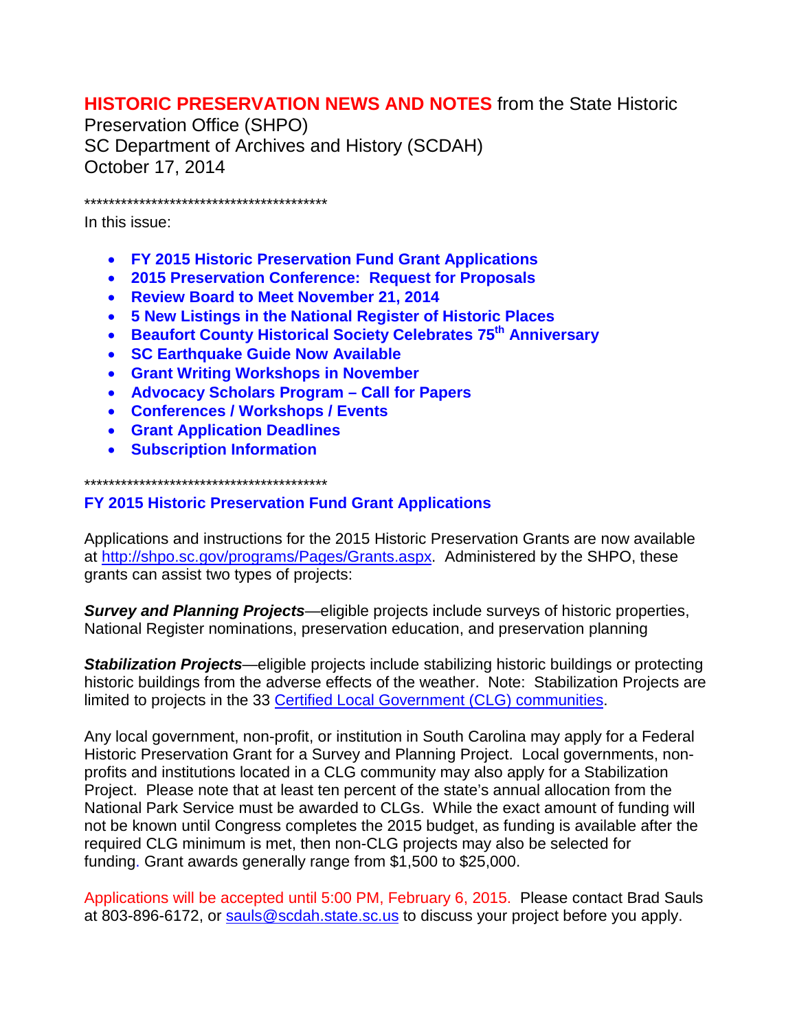# **HISTORIC PRESERVATION NEWS AND NOTES** from the State Historic Preservation Office (SHPO)

SC Department of Archives and History (SCDAH)
October 17, 2014

*****************************************

In this issue:

- **FY 2015 Historic Preservation Fund Grant Applications**
- **2015 Preservation Conference: Request for Proposals**
- **Review Board to Meet November 21, 2014**
- **5 New Listings in the National Register of Historic Places**
- **Beaufort County Historical Society Celebrates 75th Anniversary**
- **SC Earthquake Guide Now Available**
- **Grant Writing Workshops in November**
- **Advocacy Scholars Program – Call for Papers**
- **Conferences / Workshops / Events**
- **Grant Application Deadlines**
- **Subscription Information**

*****************************************

## FY 2015 Historic Preservation Fund Grant Applications

Applications and instructions for the 2015 Historic Preservation Grants are now available at http://shpo.sc.gov/programs/Pages/Grants.aspx. Administered by the SHPO, these grants can assist two types of projects:

***Survey and Planning Projects***—eligible projects include surveys of historic properties, National Register nominations, preservation education, and preservation planning

***Stabilization Projects***—eligible projects include stabilizing historic buildings or protecting historic buildings from the adverse effects of the weather. Note: Stabilization Projects are limited to projects in the 33 Certified Local Government (CLG) communities.

Any local government, non-profit, or institution in South Carolina may apply for a Federal Historic Preservation Grant for a Survey and Planning Project. Local governments, non-profits and institutions located in a CLG community may also apply for a Stabilization Project. Please note that at least ten percent of the state's annual allocation from the National Park Service must be awarded to CLGs. While the exact amount of funding will not be known until Congress completes the 2015 budget, as funding is available after the required CLG minimum is met, then non-CLG projects may also be selected for funding. Grant awards generally range from $1,500 to $25,000.

Applications will be accepted until 5:00 PM, February 6, 2015. Please contact Brad Sauls at 803-896-6172, or sauls@scdah.state.sc.us to discuss your project before you apply.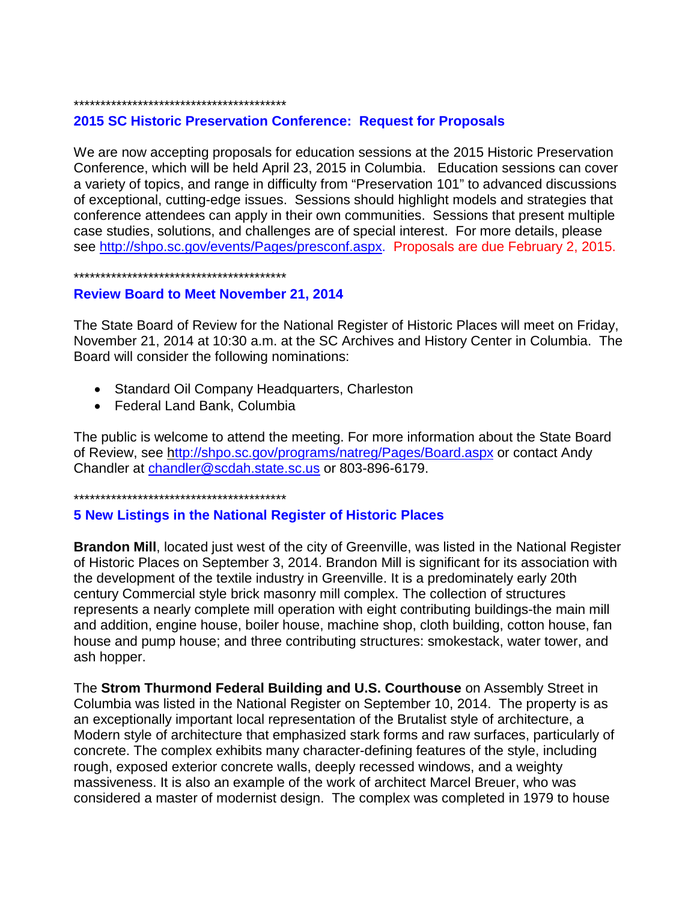******************************************

## 2015 SC Historic Preservation Conference: Request for Proposals

We are now accepting proposals for education sessions at the 2015 Historic Preservation Conference, which will be held April 23, 2015 in Columbia. Education sessions can cover a variety of topics, and range in difficulty from "Preservation 101" to advanced discussions of exceptional, cutting-edge issues. Sessions should highlight models and strategies that conference attendees can apply in their own communities. Sessions that present multiple case studies, solutions, and challenges are of special interest. For more details, please see http://shpo.sc.gov/events/Pages/presconf.aspx. Proposals are due February 2, 2015.

******************************************

## Review Board to Meet November 21, 2014

The State Board of Review for the National Register of Historic Places will meet on Friday, November 21, 2014 at 10:30 a.m. at the SC Archives and History Center in Columbia. The Board will consider the following nominations:

- Standard Oil Company Headquarters, Charleston
- Federal Land Bank, Columbia

The public is welcome to attend the meeting. For more information about the State Board of Review, see http://shpo.sc.gov/programs/natreg/Pages/Board.aspx or contact Andy Chandler at chandler@scdah.state.sc.us or 803-896-6179.

******************************************

## 5 New Listings in the National Register of Historic Places

**Brandon Mill**, located just west of the city of Greenville, was listed in the National Register of Historic Places on September 3, 2014. Brandon Mill is significant for its association with the development of the textile industry in Greenville. It is a predominately early 20th century Commercial style brick masonry mill complex. The collection of structures represents a nearly complete mill operation with eight contributing buildings-the main mill and addition, engine house, boiler house, machine shop, cloth building, cotton house, fan house and pump house; and three contributing structures: smokestack, water tower, and ash hopper.

The **Strom Thurmond Federal Building and U.S. Courthouse** on Assembly Street in Columbia was listed in the National Register on September 10, 2014. The property is as an exceptionally important local representation of the Brutalist style of architecture, a Modern style of architecture that emphasized stark forms and raw surfaces, particularly of concrete. The complex exhibits many character-defining features of the style, including rough, exposed exterior concrete walls, deeply recessed windows, and a weighty massiveness. It is also an example of the work of architect Marcel Breuer, who was considered a master of modernist design. The complex was completed in 1979 to house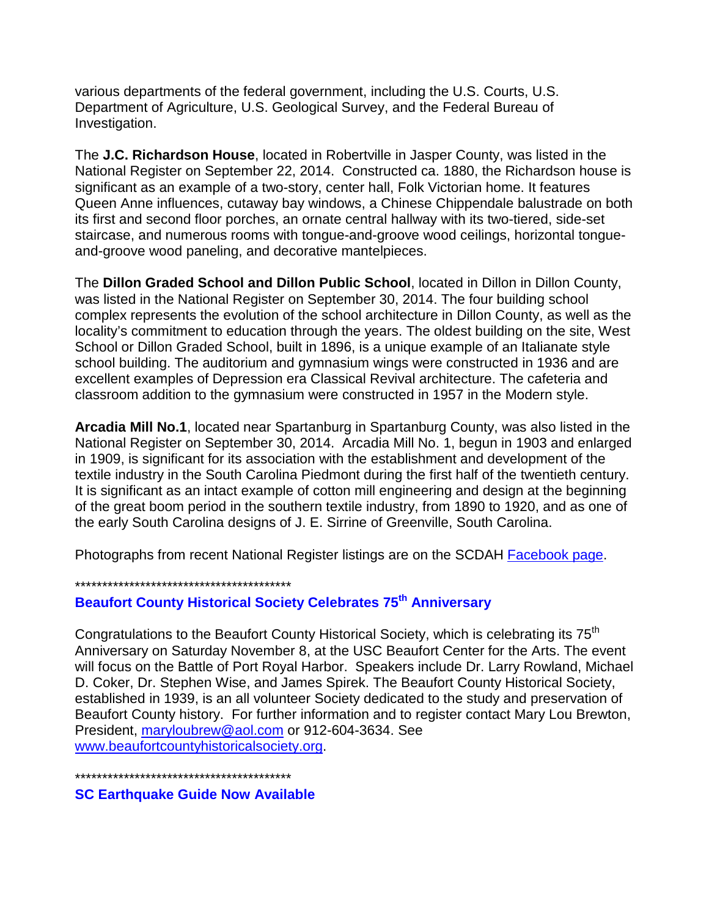various departments of the federal government, including the U.S. Courts, U.S. Department of Agriculture, U.S. Geological Survey, and the Federal Bureau of Investigation.

The **J.C. Richardson House**, located in Robertville in Jasper County, was listed in the National Register on September 22, 2014. Constructed ca. 1880, the Richardson house is significant as an example of a two-story, center hall, Folk Victorian home. It features Queen Anne influences, cutaway bay windows, a Chinese Chippendale balustrade on both its first and second floor porches, an ornate central hallway with its two-tiered, side-set staircase, and numerous rooms with tongue-and-groove wood ceilings, horizontal tongue-and-groove wood paneling, and decorative mantelpieces.

The **Dillon Graded School and Dillon Public School**, located in Dillon in Dillon County, was listed in the National Register on September 30, 2014. The four building school complex represents the evolution of the school architecture in Dillon County, as well as the locality's commitment to education through the years. The oldest building on the site, West School or Dillon Graded School, built in 1896, is a unique example of an Italianate style school building. The auditorium and gymnasium wings were constructed in 1936 and are excellent examples of Depression era Classical Revival architecture. The cafeteria and classroom addition to the gymnasium were constructed in 1957 in the Modern style.

**Arcadia Mill No.1**, located near Spartanburg in Spartanburg County, was also listed in the National Register on September 30, 2014. Arcadia Mill No. 1, begun in 1903 and enlarged in 1909, is significant for its association with the establishment and development of the textile industry in the South Carolina Piedmont during the first half of the twentieth century. It is significant as an intact example of cotton mill engineering and design at the beginning of the great boom period in the southern textile industry, from 1890 to 1920, and as one of the early South Carolina designs of J. E. Sirrine of Greenville, South Carolina.

Photographs from recent National Register listings are on the SCDAH [Facebook page](Facebook page).

*****************************************

## Beaufort County Historical Society Celebrates 75th Anniversary

Congratulations to the Beaufort County Historical Society, which is celebrating its 75th Anniversary on Saturday November 8, at the USC Beaufort Center for the Arts. The event will focus on the Battle of Port Royal Harbor. Speakers include Dr. Larry Rowland, Michael D. Coker, Dr. Stephen Wise, and James Spirek. The Beaufort County Historical Society, established in 1939, is an all volunteer Society dedicated to the study and preservation of Beaufort County history. For further information and to register contact Mary Lou Brewton, President, maryloubrew@aol.com or 912-604-3634. See www.beaufortcountyhistoricalsociety.org.

*****************************************

## SC Earthquake Guide Now Available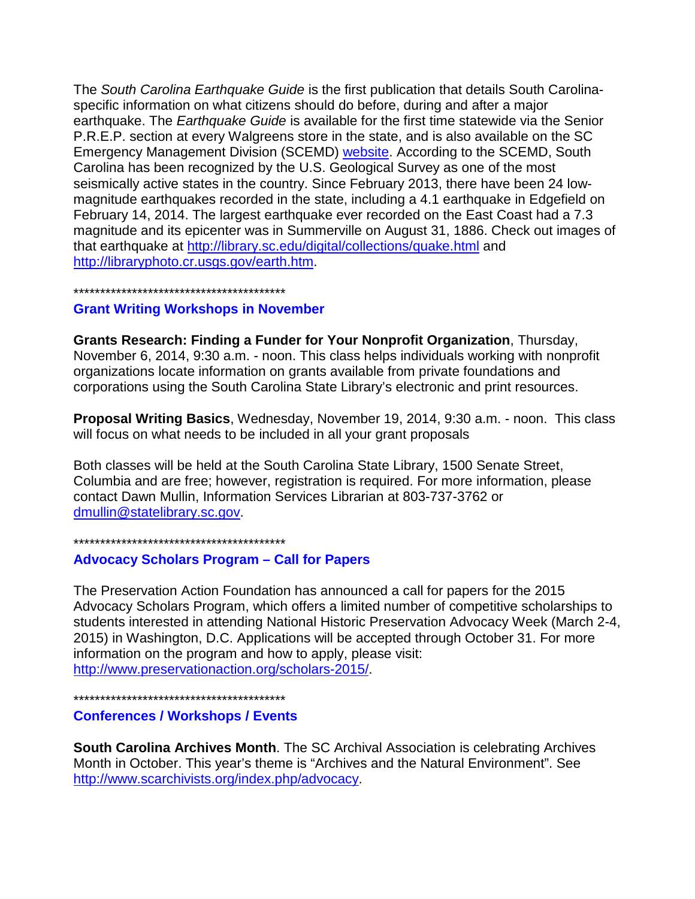The *South Carolina Earthquake Guide* is the first publication that details South Carolina-specific information on what citizens should do before, during and after a major earthquake. The *Earthquake Guide* is available for the first time statewide via the Senior P.R.E.P. section at every Walgreens store in the state, and is also available on the SC Emergency Management Division (SCEMD) website. According to the SCEMD, South Carolina has been recognized by the U.S. Geological Survey as one of the most seismically active states in the country. Since February 2013, there have been 24 low-magnitude earthquakes recorded in the state, including a 4.1 earthquake in Edgefield on February 14, 2014. The largest earthquake ever recorded on the East Coast had a 7.3 magnitude and its epicenter was in Summerville on August 31, 1886. Check out images of that earthquake at http://library.sc.edu/digital/collections/quake.html and http://libraryphoto.cr.usgs.gov/earth.htm.

*****************************************

## Grant Writing Workshops in November

**Grants Research: Finding a Funder for Your Nonprofit Organization**, Thursday, November 6, 2014, 9:30 a.m. - noon. This class helps individuals working with nonprofit organizations locate information on grants available from private foundations and corporations using the South Carolina State Library's electronic and print resources.

**Proposal Writing Basics**, Wednesday, November 19, 2014, 9:30 a.m. - noon. This class will focus on what needs to be included in all your grant proposals

Both classes will be held at the South Carolina State Library, 1500 Senate Street, Columbia and are free; however, registration is required. For more information, please contact Dawn Mullin, Information Services Librarian at 803-737-3762 or dmullin@statelibrary.sc.gov.

*****************************************

## Advocacy Scholars Program – Call for Papers

The Preservation Action Foundation has announced a call for papers for the 2015 Advocacy Scholars Program, which offers a limited number of competitive scholarships to students interested in attending National Historic Preservation Advocacy Week (March 2-4, 2015) in Washington, D.C. Applications will be accepted through October 31. For more information on the program and how to apply, please visit: http://www.preservationaction.org/scholars-2015/.

*****************************************

## Conferences / Workshops / Events

**South Carolina Archives Month**. The SC Archival Association is celebrating Archives Month in October. This year's theme is "Archives and the Natural Environment". See http://www.scarchivists.org/index.php/advocacy.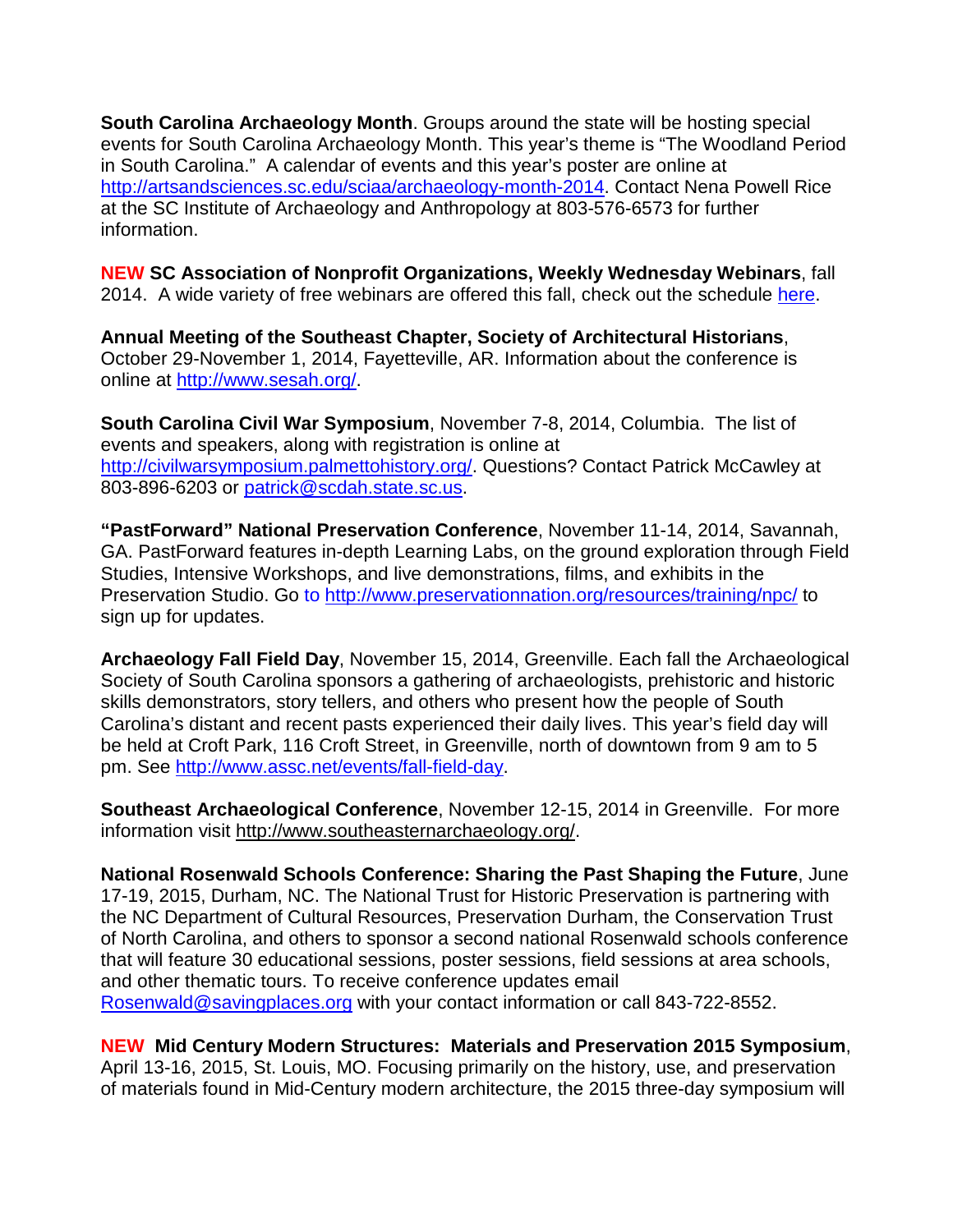**South Carolina Archaeology Month**. Groups around the state will be hosting special events for South Carolina Archaeology Month. This year's theme is "The Woodland Period in South Carolina." A calendar of events and this year's poster are online at http://artsandsciences.sc.edu/sciaa/archaeology-month-2014. Contact Nena Powell Rice at the SC Institute of Archaeology and Anthropology at 803-576-6573 for further information.

**NEW SC Association of Nonprofit Organizations, Weekly Wednesday Webinars**, fall 2014. A wide variety of free webinars are offered this fall, check out the schedule here.

**Annual Meeting of the Southeast Chapter, Society of Architectural Historians**, October 29-November 1, 2014, Fayetteville, AR. Information about the conference is online at http://www.sesah.org/.

**South Carolina Civil War Symposium**, November 7-8, 2014, Columbia. The list of events and speakers, along with registration is online at http://civilwarsymposium.palmettohistory.org/. Questions? Contact Patrick McCawley at 803-896-6203 or patrick@scdah.state.sc.us.

**"PastForward" National Preservation Conference**, November 11-14, 2014, Savannah, GA. PastForward features in-depth Learning Labs, on the ground exploration through Field Studies, Intensive Workshops, and live demonstrations, films, and exhibits in the Preservation Studio. Go to http://www.preservationnation.org/resources/training/npc/ to sign up for updates.

**Archaeology Fall Field Day**, November 15, 2014, Greenville. Each fall the Archaeological Society of South Carolina sponsors a gathering of archaeologists, prehistoric and historic skills demonstrators, story tellers, and others who present how the people of South Carolina's distant and recent pasts experienced their daily lives. This year's field day will be held at Croft Park, 116 Croft Street, in Greenville, north of downtown from 9 am to 5 pm. See http://www.assc.net/events/fall-field-day.

**Southeast Archaeological Conference**, November 12-15, 2014 in Greenville. For more information visit http://www.southeasternarchaeology.org/.

**National Rosenwald Schools Conference: Sharing the Past Shaping the Future**, June 17-19, 2015, Durham, NC. The National Trust for Historic Preservation is partnering with the NC Department of Cultural Resources, Preservation Durham, the Conservation Trust of North Carolina, and others to sponsor a second national Rosenwald schools conference that will feature 30 educational sessions, poster sessions, field sessions at area schools, and other thematic tours. To receive conference updates email Rosenwald@savingplaces.org with your contact information or call 843-722-8552.

**NEW Mid Century Modern Structures: Materials and Preservation 2015 Symposium**, April 13-16, 2015, St. Louis, MO. Focusing primarily on the history, use, and preservation of materials found in Mid-Century modern architecture, the 2015 three-day symposium will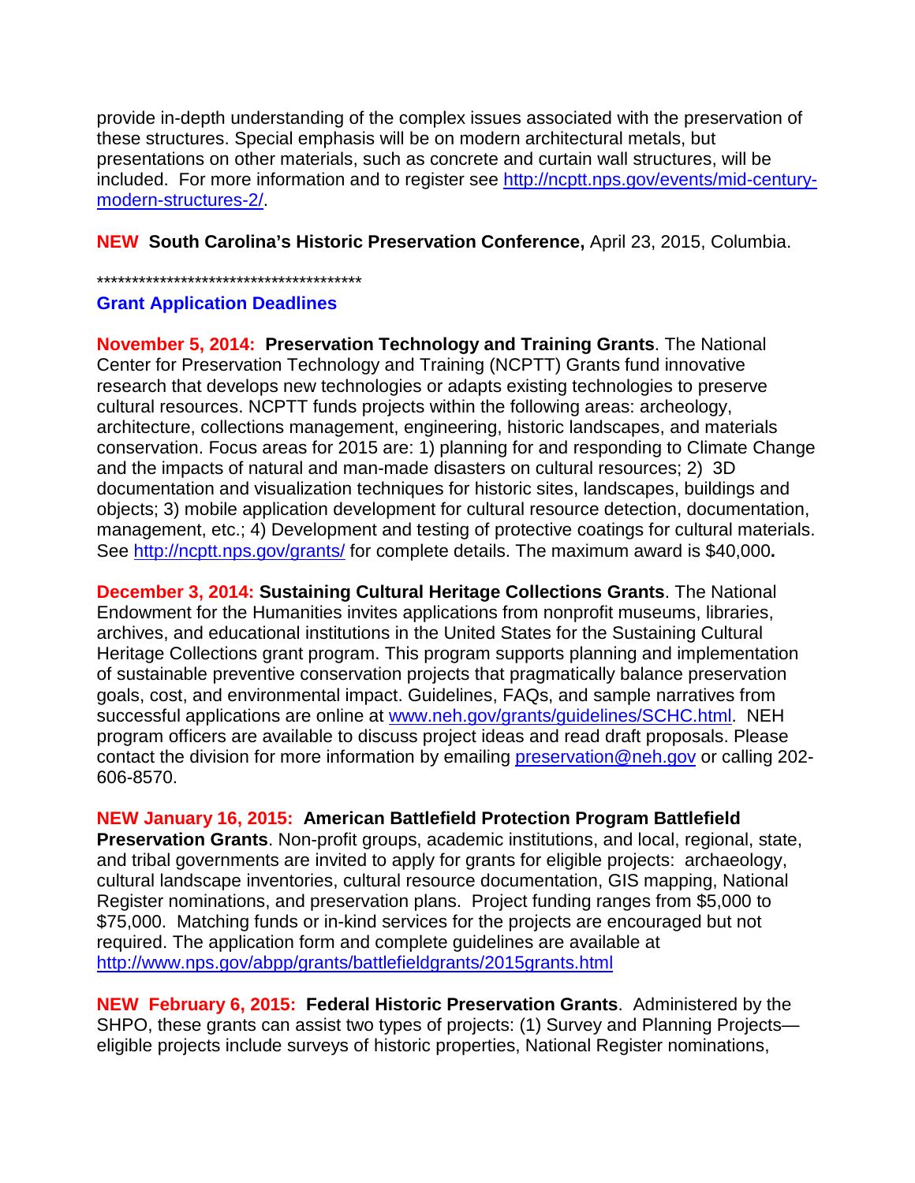provide in-depth understanding of the complex issues associated with the preservation of these structures. Special emphasis will be on modern architectural metals, but presentations on other materials, such as concrete and curtain wall structures, will be included. For more information and to register see [http://ncptt.nps.gov/events/mid-century-modern-structures-2/](http://ncptt.nps.gov/events/mid-century-modern-structures-2/).

**NEW South Carolina's Historic Preservation Conference,** April 23, 2015, Columbia.

***************************************

## Grant Application Deadlines

**November 5, 2014: Preservation Technology and Training Grants**. The National Center for Preservation Technology and Training (NCPTT) Grants fund innovative research that develops new technologies or adapts existing technologies to preserve cultural resources. NCPTT funds projects within the following areas: archeology, architecture, collections management, engineering, historic landscapes, and materials conservation. Focus areas for 2015 are: 1) planning for and responding to Climate Change and the impacts of natural and man-made disasters on cultural resources; 2) 3D documentation and visualization techniques for historic sites, landscapes, buildings and objects; 3) mobile application development for cultural resource detection, documentation, management, etc.; 4) Development and testing of protective coatings for cultural materials. See [http://ncptt.nps.gov/grants/](http://ncptt.nps.gov/grants/) for complete details. The maximum award is $40,000**.**

**December 3, 2014: Sustaining Cultural Heritage Collections Grants**. The National Endowment for the Humanities invites applications from nonprofit museums, libraries, archives, and educational institutions in the United States for the Sustaining Cultural Heritage Collections grant program. This program supports planning and implementation of sustainable preventive conservation projects that pragmatically balance preservation goals, cost, and environmental impact. Guidelines, FAQs, and sample narratives from successful applications are online at [www.neh.gov/grants/guidelines/SCHC.html](www.neh.gov/grants/guidelines/SCHC.html). NEH program officers are available to discuss project ideas and read draft proposals. Please contact the division for more information by emailing [preservation@neh.gov](mailto:preservation@neh.gov) or calling 202-606-8570.

**NEW January 16, 2015: American Battlefield Protection Program Battlefield Preservation Grants**. Non-profit groups, academic institutions, and local, regional, state, and tribal governments are invited to apply for grants for eligible projects: archaeology, cultural landscape inventories, cultural resource documentation, GIS mapping, National Register nominations, and preservation plans. Project funding ranges from $5,000 to $75,000. Matching funds or in-kind services for the projects are encouraged but not required. The application form and complete guidelines are available at [http://www.nps.gov/abpp/grants/battlefieldgrants/2015grants.html](http://www.nps.gov/abpp/grants/battlefieldgrants/2015grants.html)

**NEW February 6, 2015: Federal Historic Preservation Grants**. Administered by the SHPO, these grants can assist two types of projects: (1) Survey and Planning Projects—eligible projects include surveys of historic properties, National Register nominations,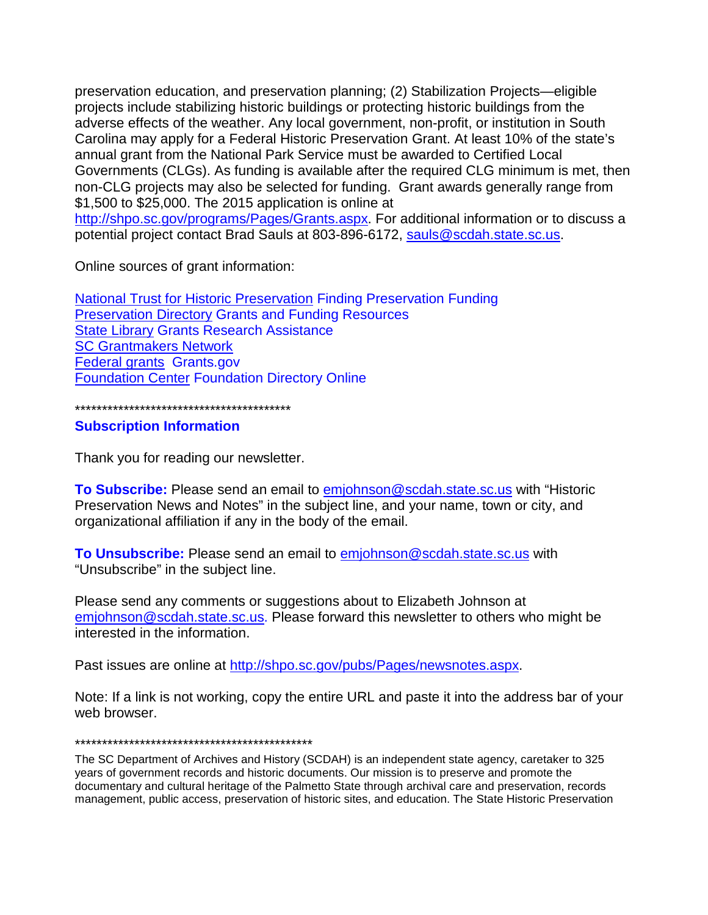preservation education, and preservation planning; (2) Stabilization Projects—eligible projects include stabilizing historic buildings or protecting historic buildings from the adverse effects of the weather. Any local government, non-profit, or institution in South Carolina may apply for a Federal Historic Preservation Grant. At least 10% of the state's annual grant from the National Park Service must be awarded to Certified Local Governments (CLGs). As funding is available after the required CLG minimum is met, then non-CLG projects may also be selected for funding.  Grant awards generally range from $1,500 to $25,000. The 2015 application is online at http://shpo.sc.gov/programs/Pages/Grants.aspx. For additional information or to discuss a potential project contact Brad Sauls at 803-896-6172, sauls@scdah.state.sc.us.

Online sources of grant information:

National Trust for Historic Preservation Finding Preservation Funding
Preservation Directory Grants and Funding Resources
State Library Grants Research Assistance
SC Grantmakers Network
Federal grants  Grants.gov
Foundation Center Foundation Directory Online

*****************************************

**Subscription Information**

Thank you for reading our newsletter.

**To Subscribe:** Please send an email to emjohnson@scdah.state.sc.us with "Historic Preservation News and Notes" in the subject line, and your name, town or city, and organizational affiliation if any in the body of the email.

**To Unsubscribe:** Please send an email to emjohnson@scdah.state.sc.us with "Unsubscribe" in the subject line.

Please send any comments or suggestions about to Elizabeth Johnson at emjohnson@scdah.state.sc.us. Please forward this newsletter to others who might be interested in the information.

Past issues are online at http://shpo.sc.gov/pubs/Pages/newsnotes.aspx.

Note: If a link is not working, copy the entire URL and paste it into the address bar of your web browser.

**********************************************

The SC Department of Archives and History (SCDAH) is an independent state agency, caretaker to 325 years of government records and historic documents. Our mission is to preserve and promote the documentary and cultural heritage of the Palmetto State through archival care and preservation, records management, public access, preservation of historic sites, and education. The State Historic Preservation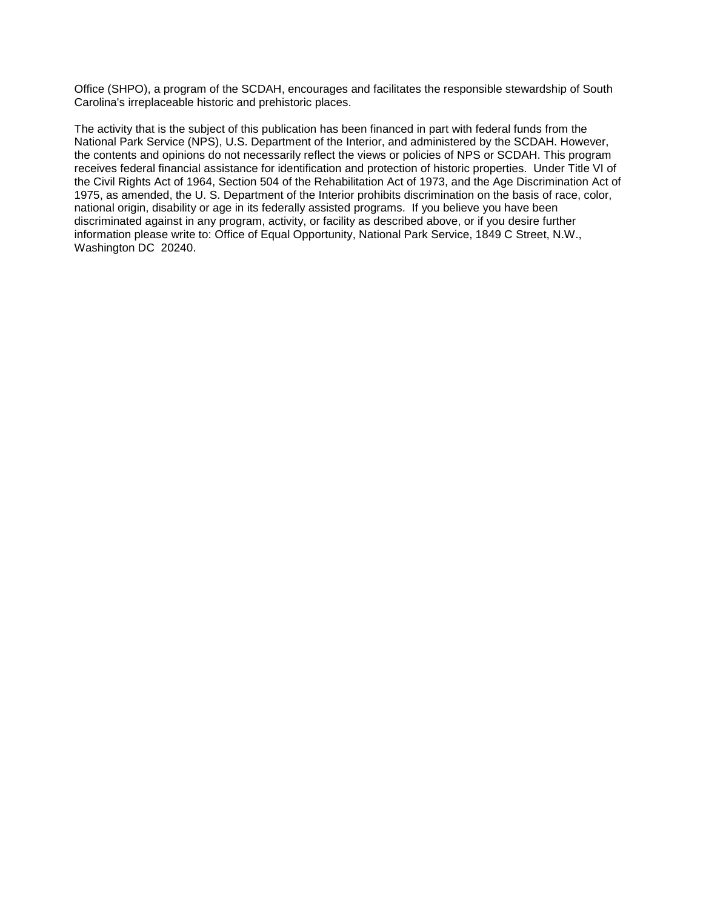Office (SHPO), a program of the SCDAH, encourages and facilitates the responsible stewardship of South Carolina's irreplaceable historic and prehistoric places.

The activity that is the subject of this publication has been financed in part with federal funds from the National Park Service (NPS), U.S. Department of the Interior, and administered by the SCDAH. However, the contents and opinions do not necessarily reflect the views or policies of NPS or SCDAH. This program receives federal financial assistance for identification and protection of historic properties. Under Title VI of the Civil Rights Act of 1964, Section 504 of the Rehabilitation Act of 1973, and the Age Discrimination Act of 1975, as amended, the U. S. Department of the Interior prohibits discrimination on the basis of race, color, national origin, disability or age in its federally assisted programs. If you believe you have been discriminated against in any program, activity, or facility as described above, or if you desire further information please write to: Office of Equal Opportunity, National Park Service, 1849 C Street, N.W., Washington DC 20240.